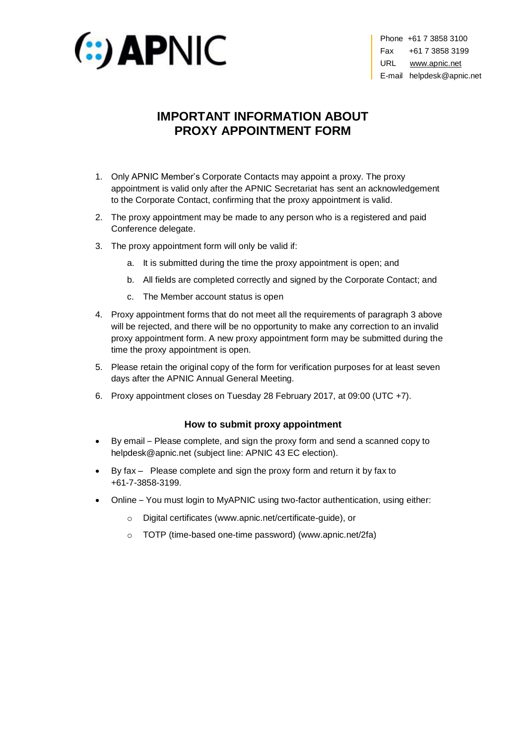APNIC

Phone +61 7 3858 3100
Fax +61 7 3858 3199
URL www.apnic.net
E-mail helpdesk@apnic.net

# IMPORTANT INFORMATION ABOUT PROXY APPOINTMENT FORM

1. Only APNIC Member's Corporate Contacts may appoint a proxy. The proxy appointment is valid only after the APNIC Secretariat has sent an acknowledgement to the Corporate Contact, confirming that the proxy appointment is valid.
2. The proxy appointment may be made to any person who is a registered and paid Conference delegate.
3. The proxy appointment form will only be valid if:
   a. It is submitted during the time the proxy appointment is open; and
   b. All fields are completed correctly and signed by the Corporate Contact; and
   c. The Member account status is open
4. Proxy appointment forms that do not meet all the requirements of paragraph 3 above will be rejected, and there will be no opportunity to make any correction to an invalid proxy appointment form. A new proxy appointment form may be submitted during the time the proxy appointment is open.
5. Please retain the original copy of the form for verification purposes for at least seven days after the APNIC Annual General Meeting.
6. Proxy appointment closes on Tuesday 28 February 2017, at 09:00 (UTC +7).

### How to submit proxy appointment

- By email – Please complete, and sign the proxy form and send a scanned copy to helpdesk@apnic.net (subject line: APNIC 43 EC election).
- By fax – Please complete and sign the proxy form and return it by fax to +61-7-3858-3199.
- Online – You must login to MyAPNIC using two-factor authentication, using either:
  - Digital certificates (www.apnic.net/certificate-guide), or
  - TOTP (time-based one-time password) (www.apnic.net/2fa)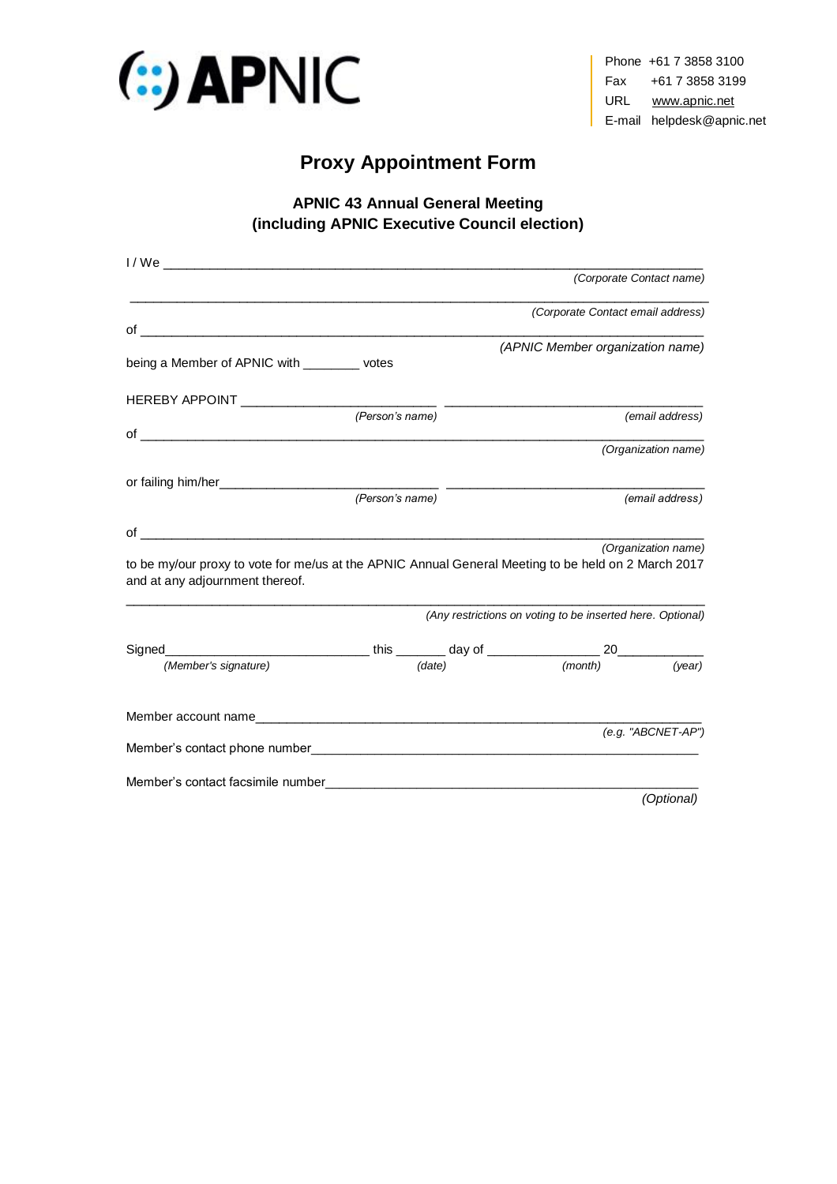APNIC

Phone +61 7 3858 3100
Fax +61 7 3858 3199
URL www.apnic.net
E-mail helpdesk@apnic.net

# Proxy Appointment Form

## APNIC 43 Annual General Meeting (including APNIC Executive Council election)

I / We ______________________________________________________________________
*(Corporate Contact name)*

______________________________________________________________________
*(Corporate Contact email address)*

of ______________________________________________________________________
*(APNIC Member organization name)*

being a Member of APNIC with ________ votes

HEREBY APPOINT ___________________________ ___________________________________
*(Person's name)* *(email address)*

of ______________________________________________________________________
*(Organization name)*

or failing him/her_______________________________ ___________________________________
*(Person's name)* *(email address)*

of ______________________________________________________________________
*(Organization name)*

to be my/our proxy to vote for me/us at the APNIC Annual General Meeting to be held on 2 March 2017 and at any adjournment thereof.

______________________________________________________________________
*(Any restrictions on voting to be inserted here. Optional)*

Signed_____________________________ this _______ day of ________________ 20____________
*(Member's signature)* *(date)* *(month)* *(year)*

Member account name_______________________________________________________________
*(e.g. "ABCNET-AP")*

Member's contact phone number_________________________________________________________

Member's contact facsimile number_____________________________________________________
*(Optional)*